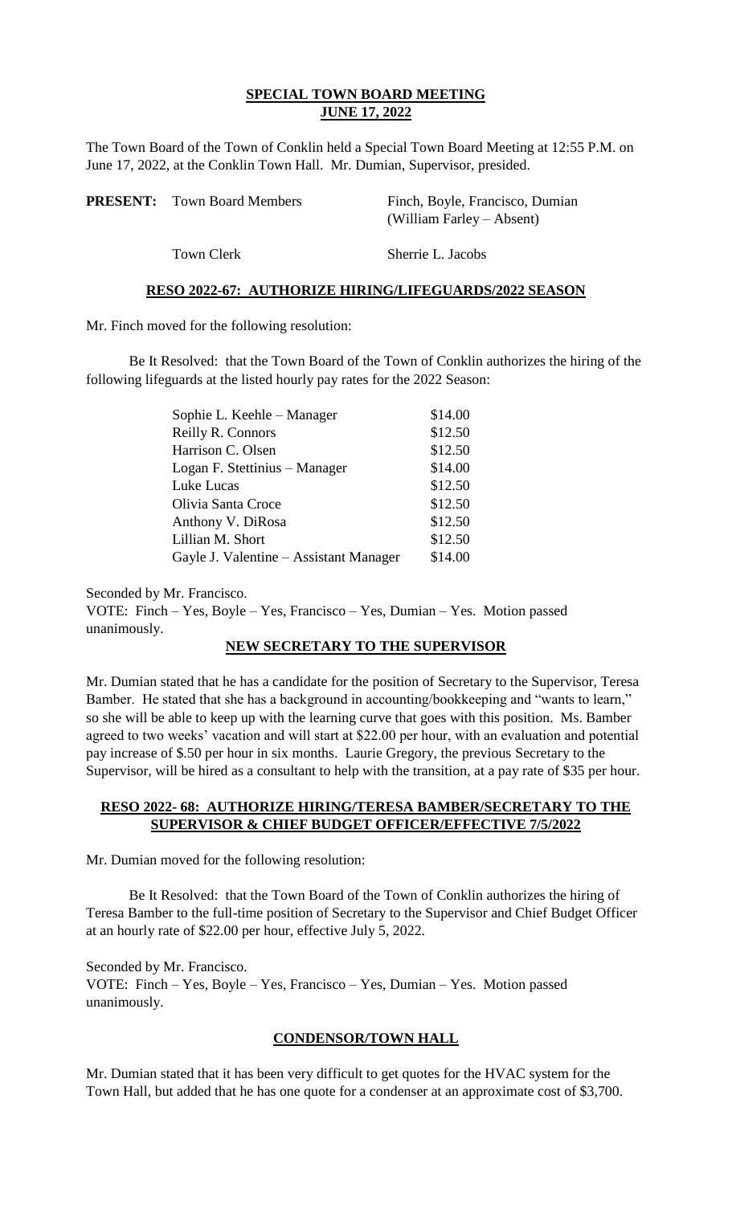# SPECIAL TOWN BOARD MEETING
# JUNE 17, 2022

The Town Board of the Town of Conklin held a Special Town Board Meeting at 12:55 P.M. on June 17, 2022, at the Conklin Town Hall. Mr. Dumian, Supervisor, presided.

| | | |
|---|---|---|
| **PRESENT:** | Town Board Members | Finch, Boyle, Francisco, Dumian (William Farley – Absent) |
| | Town Clerk | Sherrie L. Jacobs |

## RESO 2022-67: AUTHORIZE HIRING/LIFEGUARDS/2022 SEASON

Mr. Finch moved for the following resolution:

Be It Resolved: that the Town Board of the Town of Conklin authorizes the hiring of the following lifeguards at the listed hourly pay rates for the 2022 Season:

| | |
|---|---|
| Sophie L. Keehle – Manager | $14.00 |
| Reilly R. Connors | $12.50 |
| Harrison C. Olsen | $12.50 |
| Logan F. Stettinius – Manager | $14.00 |
| Luke Lucas | $12.50 |
| Olivia Santa Croce | $12.50 |
| Anthony V. DiRosa | $12.50 |
| Lillian M. Short | $12.50 |
| Gayle J. Valentine – Assistant Manager | $14.00 |

Seconded by Mr. Francisco.
VOTE: Finch – Yes, Boyle – Yes, Francisco – Yes, Dumian – Yes. Motion passed unanimously.

## NEW SECRETARY TO THE SUPERVISOR

Mr. Dumian stated that he has a candidate for the position of Secretary to the Supervisor, Teresa Bamber. He stated that she has a background in accounting/bookkeeping and "wants to learn," so she will be able to keep up with the learning curve that goes with this position. Ms. Bamber agreed to two weeks' vacation and will start at $22.00 per hour, with an evaluation and potential pay increase of $.50 per hour in six months. Laurie Gregory, the previous Secretary to the Supervisor, will be hired as a consultant to help with the transition, at a pay rate of $35 per hour.

## RESO 2022- 68: AUTHORIZE HIRING/TERESA BAMBER/SECRETARY TO THE SUPERVISOR & CHIEF BUDGET OFFICER/EFFECTIVE 7/5/2022

Mr. Dumian moved for the following resolution:

Be It Resolved: that the Town Board of the Town of Conklin authorizes the hiring of Teresa Bamber to the full-time position of Secretary to the Supervisor and Chief Budget Officer at an hourly rate of $22.00 per hour, effective July 5, 2022.

Seconded by Mr. Francisco.
VOTE: Finch – Yes, Boyle – Yes, Francisco – Yes, Dumian – Yes. Motion passed unanimously.

## CONDENSOR/TOWN HALL

Mr. Dumian stated that it has been very difficult to get quotes for the HVAC system for the Town Hall, but added that he has one quote for a condenser at an approximate cost of $3,700.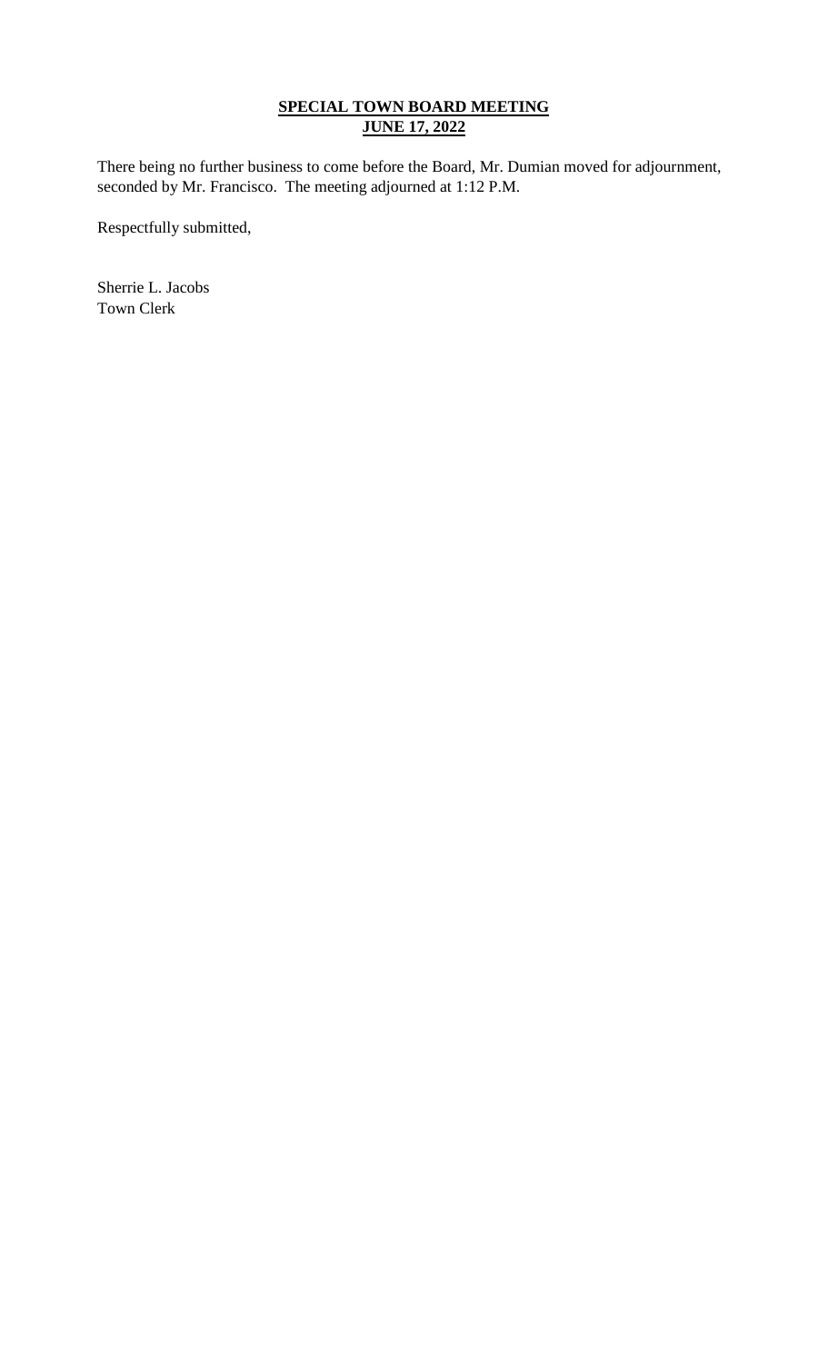There being no further business to come before the Board, Mr. Dumian moved for adjournment, seconded by Mr. Francisco. The meeting adjourned at 1:12 P.M.

Respectfully submitted,

Sherrie L. Jacobs
Town Clerk